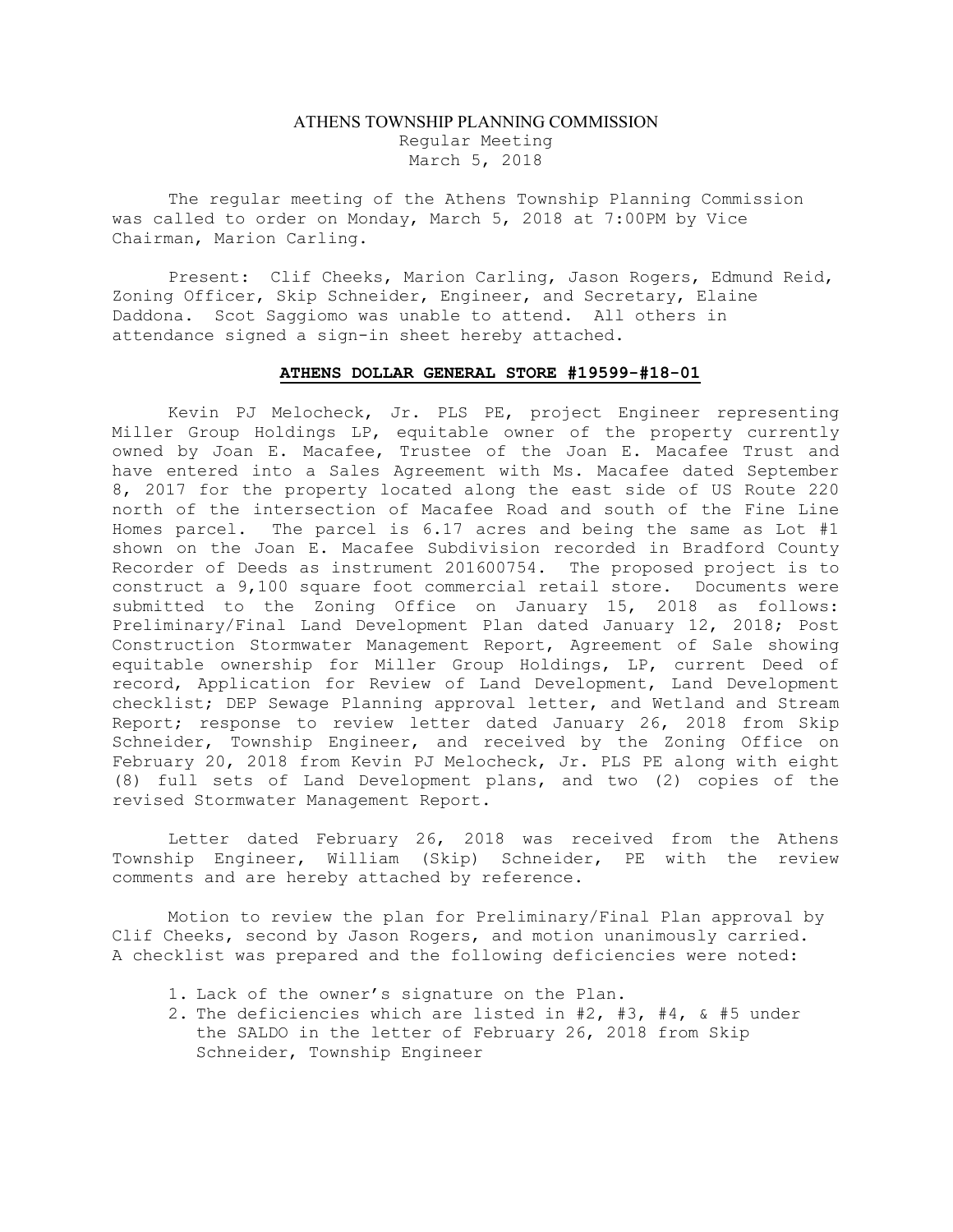# ATHENS TOWNSHIP PLANNING COMMISSION

Regular Meeting
March 5, 2018

The regular meeting of the Athens Township Planning Commission was called to order on Monday, March 5, 2018 at 7:00PM by Vice Chairman, Marion Carling.

Present: Clif Cheeks, Marion Carling, Jason Rogers, Edmund Reid, Zoning Officer, Skip Schneider, Engineer, and Secretary, Elaine Daddona. Scot Saggiomo was unable to attend. All others in attendance signed a sign-in sheet hereby attached.

**ATHENS DOLLAR GENERAL STORE #19599-#18-01**

Kevin PJ Melocheck, Jr. PLS PE, project Engineer representing Miller Group Holdings LP, equitable owner of the property currently owned by Joan E. Macafee, Trustee of the Joan E. Macafee Trust and have entered into a Sales Agreement with Ms. Macafee dated September 8, 2017 for the property located along the east side of US Route 220 north of the intersection of Macafee Road and south of the Fine Line Homes parcel. The parcel is 6.17 acres and being the same as Lot #1 shown on the Joan E. Macafee Subdivision recorded in Bradford County Recorder of Deeds as instrument 201600754. The proposed project is to construct a 9,100 square foot commercial retail store. Documents were submitted to the Zoning Office on January 15, 2018 as follows: Preliminary/Final Land Development Plan dated January 12, 2018; Post Construction Stormwater Management Report, Agreement of Sale showing equitable ownership for Miller Group Holdings, LP, current Deed of record, Application for Review of Land Development, Land Development checklist; DEP Sewage Planning approval letter, and Wetland and Stream Report; response to review letter dated January 26, 2018 from Skip Schneider, Township Engineer, and received by the Zoning Office on February 20, 2018 from Kevin PJ Melocheck, Jr. PLS PE along with eight (8) full sets of Land Development plans, and two (2) copies of the revised Stormwater Management Report.

Letter dated February 26, 2018 was received from the Athens Township Engineer, William (Skip) Schneider, PE with the review comments and are hereby attached by reference.

Motion to review the plan for Preliminary/Final Plan approval by Clif Cheeks, second by Jason Rogers, and motion unanimously carried. A checklist was prepared and the following deficiencies were noted:

1. Lack of the owner's signature on the Plan.
2. The deficiencies which are listed in #2, #3, #4, & #5 under the SALDO in the letter of February 26, 2018 from Skip Schneider, Township Engineer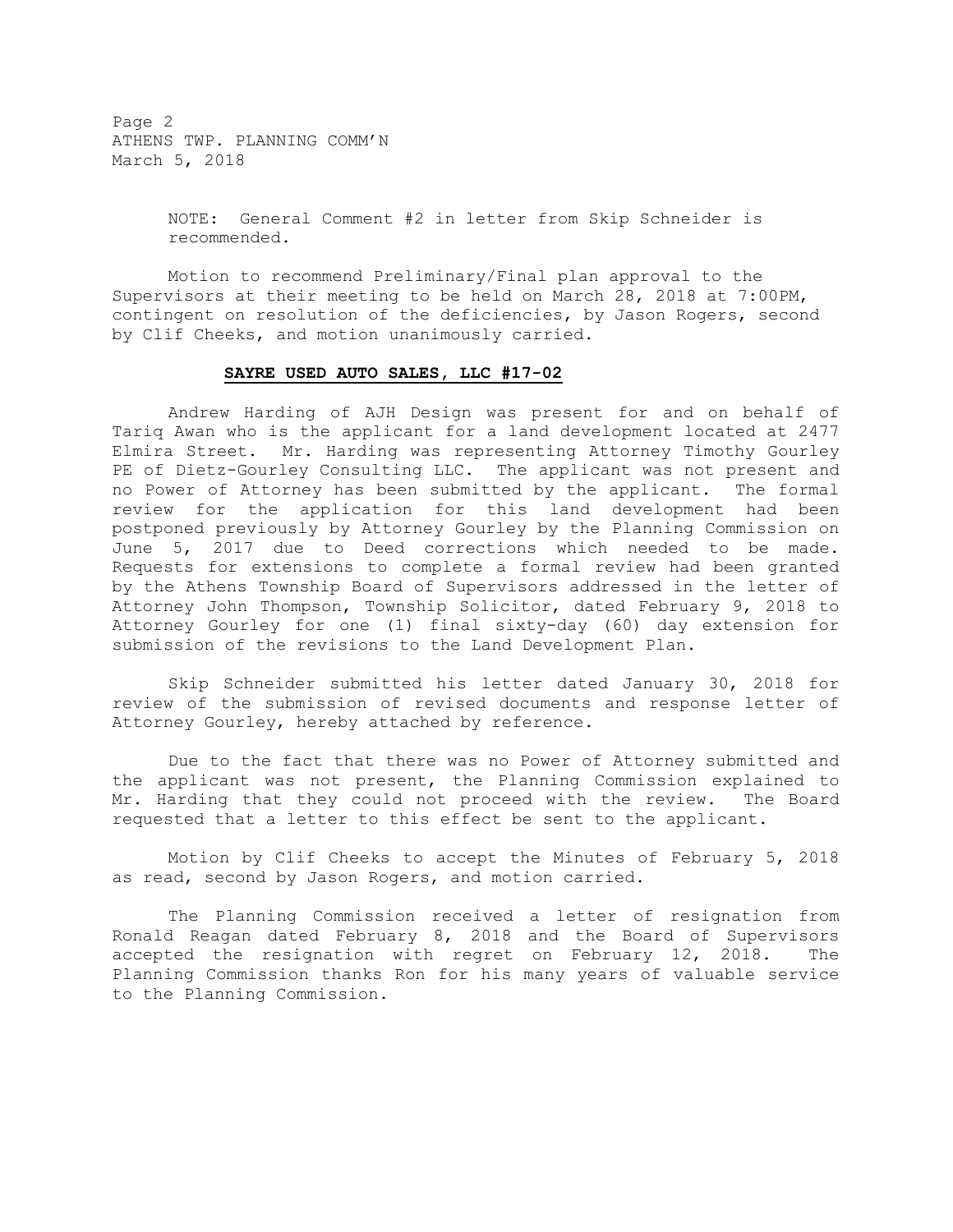NOTE: General Comment #2 in letter from Skip Schneider is recommended.

Motion to recommend Preliminary/Final plan approval to the Supervisors at their meeting to be held on March 28, 2018 at 7:00PM, contingent on resolution of the deficiencies, by Jason Rogers, second by Clif Cheeks, and motion unanimously carried.

**SAYRE USED AUTO SALES, LLC #17-02**

Andrew Harding of AJH Design was present for and on behalf of Tariq Awan who is the applicant for a land development located at 2477 Elmira Street. Mr. Harding was representing Attorney Timothy Gourley PE of Dietz-Gourley Consulting LLC. The applicant was not present and no Power of Attorney has been submitted by the applicant. The formal review for the application for this land development had been postponed previously by Attorney Gourley by the Planning Commission on June 5, 2017 due to Deed corrections which needed to be made. Requests for extensions to complete a formal review had been granted by the Athens Township Board of Supervisors addressed in the letter of Attorney John Thompson, Township Solicitor, dated February 9, 2018 to Attorney Gourley for one (1) final sixty-day (60) day extension for submission of the revisions to the Land Development Plan.

Skip Schneider submitted his letter dated January 30, 2018 for review of the submission of revised documents and response letter of Attorney Gourley, hereby attached by reference.

Due to the fact that there was no Power of Attorney submitted and the applicant was not present, the Planning Commission explained to Mr. Harding that they could not proceed with the review. The Board requested that a letter to this effect be sent to the applicant.

Motion by Clif Cheeks to accept the Minutes of February 5, 2018 as read, second by Jason Rogers, and motion carried.

The Planning Commission received a letter of resignation from Ronald Reagan dated February 8, 2018 and the Board of Supervisors accepted the resignation with regret on February 12, 2018. The Planning Commission thanks Ron for his many years of valuable service to the Planning Commission.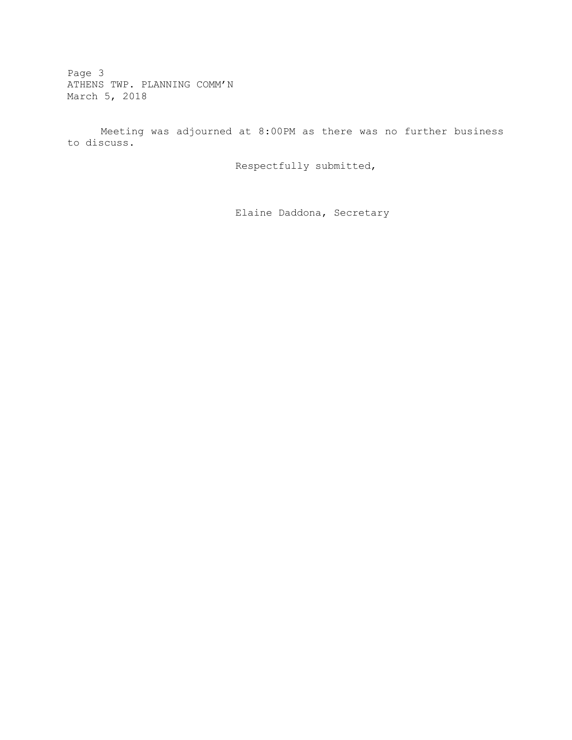Meeting was adjourned at 8:00PM as there was no further business to discuss.

Respectfully submitted,

Elaine Daddona, Secretary